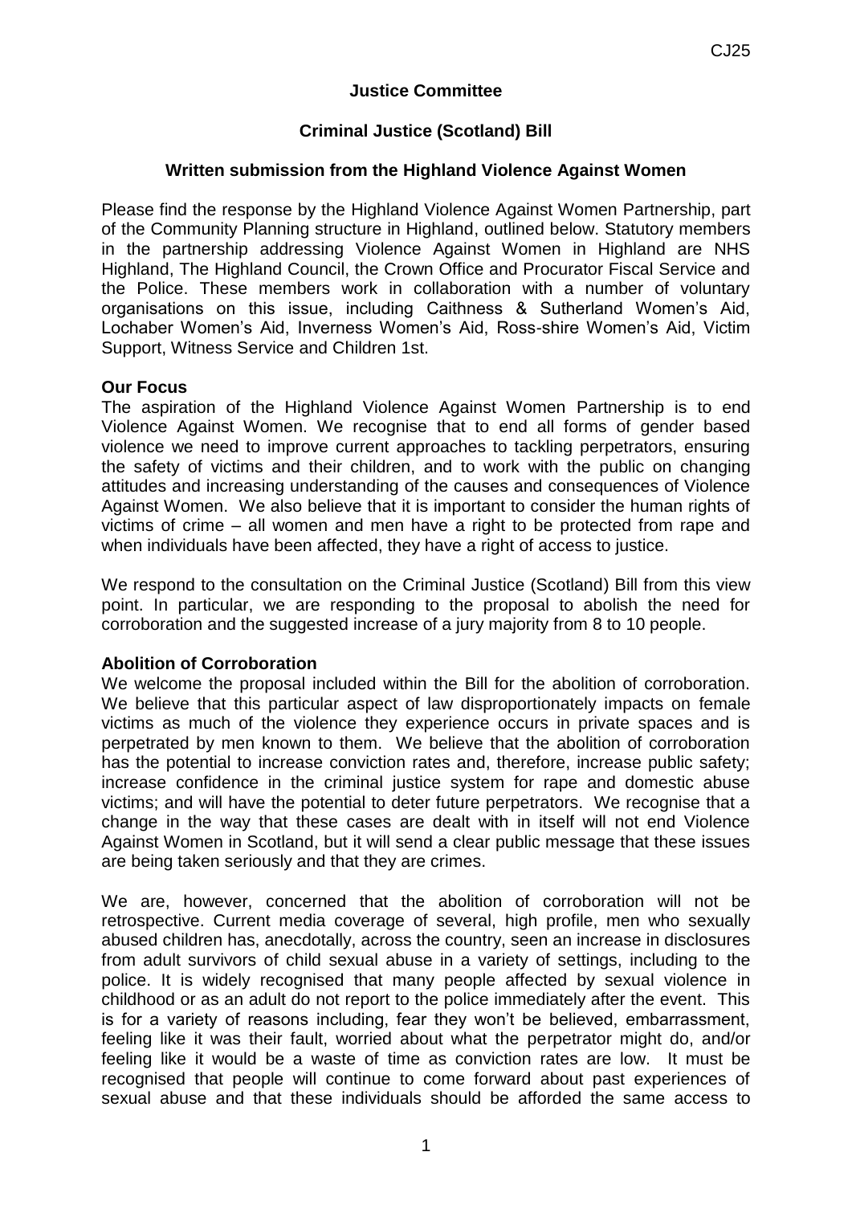**Justice Committee**

**Criminal Justice (Scotland) Bill**

**Written submission from the Highland Violence Against Women**

Please find the response by the Highland Violence Against Women Partnership, part of the Community Planning structure in Highland, outlined below. Statutory members in the partnership addressing Violence Against Women in Highland are NHS Highland, The Highland Council, the Crown Office and Procurator Fiscal Service and the Police. These members work in collaboration with a number of voluntary organisations on this issue, including Caithness & Sutherland Women's Aid, Lochaber Women's Aid, Inverness Women's Aid, Ross-shire Women's Aid, Victim Support, Witness Service and Children 1st.

**Our Focus**

The aspiration of the Highland Violence Against Women Partnership is to end Violence Against Women. We recognise that to end all forms of gender based violence we need to improve current approaches to tackling perpetrators, ensuring the safety of victims and their children, and to work with the public on changing attitudes and increasing understanding of the causes and consequences of Violence Against Women. We also believe that it is important to consider the human rights of victims of crime – all women and men have a right to be protected from rape and when individuals have been affected, they have a right of access to justice.

We respond to the consultation on the Criminal Justice (Scotland) Bill from this view point. In particular, we are responding to the proposal to abolish the need for corroboration and the suggested increase of a jury majority from 8 to 10 people.

**Abolition of Corroboration**

We welcome the proposal included within the Bill for the abolition of corroboration. We believe that this particular aspect of law disproportionately impacts on female victims as much of the violence they experience occurs in private spaces and is perpetrated by men known to them. We believe that the abolition of corroboration has the potential to increase conviction rates and, therefore, increase public safety; increase confidence in the criminal justice system for rape and domestic abuse victims; and will have the potential to deter future perpetrators. We recognise that a change in the way that these cases are dealt with in itself will not end Violence Against Women in Scotland, but it will send a clear public message that these issues are being taken seriously and that they are crimes.

We are, however, concerned that the abolition of corroboration will not be retrospective. Current media coverage of several, high profile, men who sexually abused children has, anecdotally, across the country, seen an increase in disclosures from adult survivors of child sexual abuse in a variety of settings, including to the police. It is widely recognised that many people affected by sexual violence in childhood or as an adult do not report to the police immediately after the event. This is for a variety of reasons including, fear they won't be believed, embarrassment, feeling like it was their fault, worried about what the perpetrator might do, and/or feeling like it would be a waste of time as conviction rates are low. It must be recognised that people will continue to come forward about past experiences of sexual abuse and that these individuals should be afforded the same access to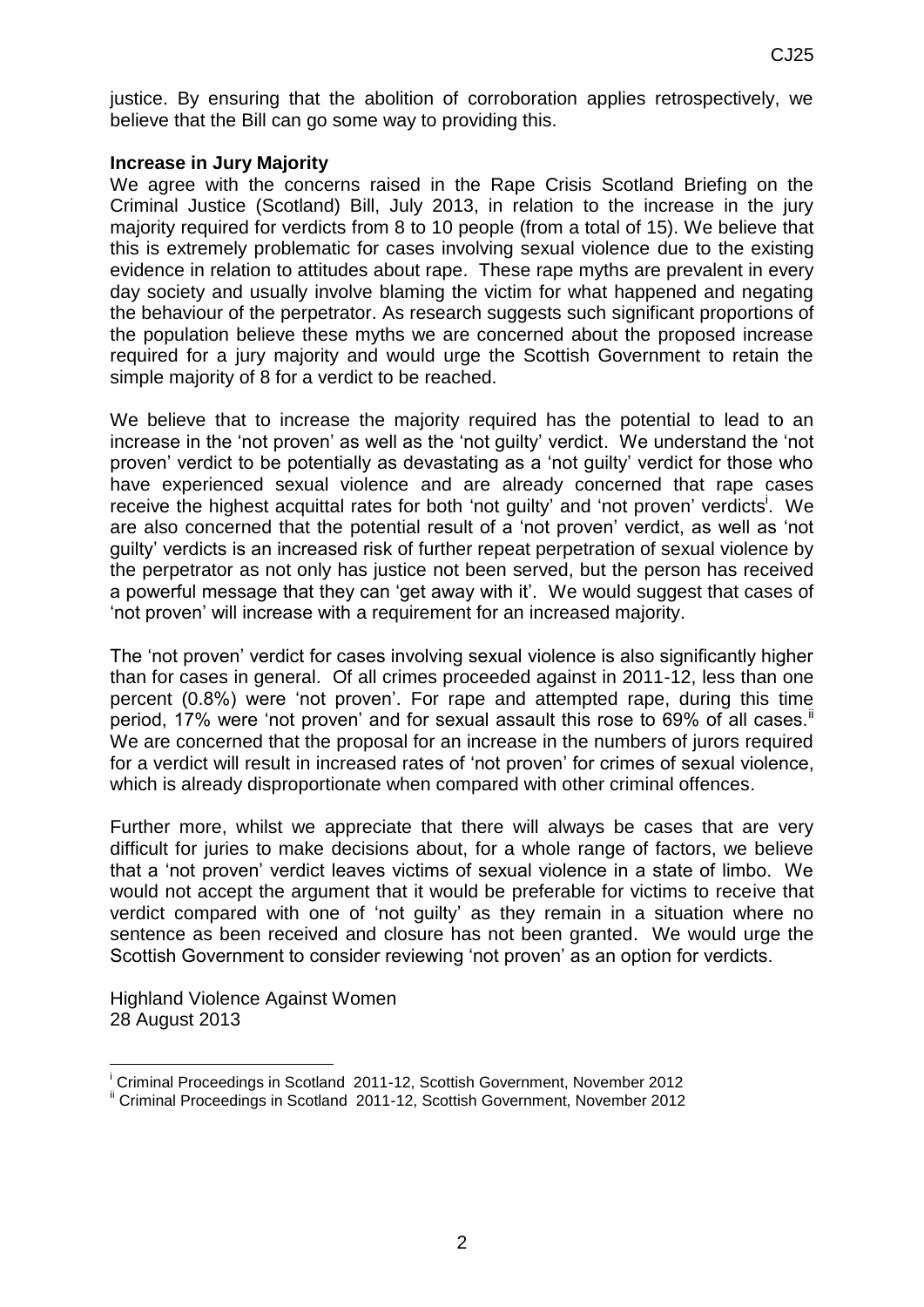justice. By ensuring that the abolition of corroboration applies retrospectively, we believe that the Bill can go some way to providing this.

**Increase in Jury Majority**

We agree with the concerns raised in the Rape Crisis Scotland Briefing on the Criminal Justice (Scotland) Bill, July 2013, in relation to the increase in the jury majority required for verdicts from 8 to 10 people (from a total of 15). We believe that this is extremely problematic for cases involving sexual violence due to the existing evidence in relation to attitudes about rape. These rape myths are prevalent in every day society and usually involve blaming the victim for what happened and negating the behaviour of the perpetrator. As research suggests such significant proportions of the population believe these myths we are concerned about the proposed increase required for a jury majority and would urge the Scottish Government to retain the simple majority of 8 for a verdict to be reached.

We believe that to increase the majority required has the potential to lead to an increase in the 'not proven' as well as the 'not guilty' verdict. We understand the 'not proven' verdict to be potentially as devastating as a 'not guilty' verdict for those who have experienced sexual violence and are already concerned that rape cases receive the highest acquittal rates for both 'not guilty' and 'not proven' verdicts[i]. We are also concerned that the potential result of a 'not proven' verdict, as well as 'not guilty' verdicts is an increased risk of further repeat perpetration of sexual violence by the perpetrator as not only has justice not been served, but the person has received a powerful message that they can 'get away with it'. We would suggest that cases of 'not proven' will increase with a requirement for an increased majority.

The 'not proven' verdict for cases involving sexual violence is also significantly higher than for cases in general. Of all crimes proceeded against in 2011-12, less than one percent (0.8%) were 'not proven'. For rape and attempted rape, during this time period, 17% were 'not proven' and for sexual assault this rose to 69% of all cases.[ii] We are concerned that the proposal for an increase in the numbers of jurors required for a verdict will result in increased rates of 'not proven' for crimes of sexual violence, which is already disproportionate when compared with other criminal offences.

Further more, whilst we appreciate that there will always be cases that are very difficult for juries to make decisions about, for a whole range of factors, we believe that a 'not proven' verdict leaves victims of sexual violence in a state of limbo. We would not accept the argument that it would be preferable for victims to receive that verdict compared with one of 'not guilty' as they remain in a situation where no sentence as been received and closure has not been granted. We would urge the Scottish Government to consider reviewing 'not proven' as an option for verdicts.

Highland Violence Against Women
28 August 2013

---

[i] Criminal Proceedings in Scotland 2011-12, Scottish Government, November 2012

[ii] Criminal Proceedings in Scotland 2011-12, Scottish Government, November 2012